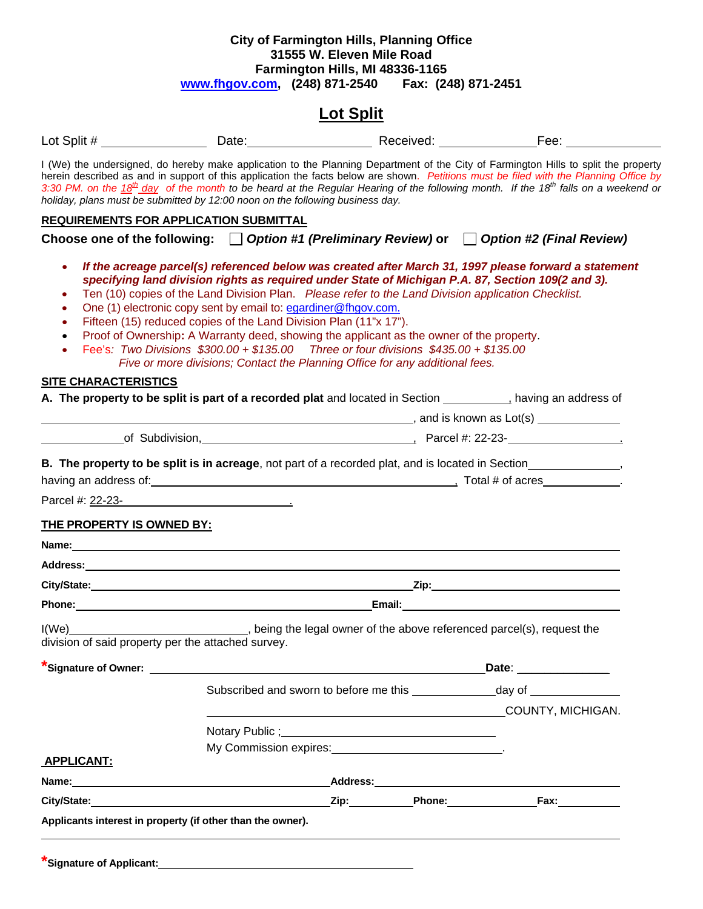**City of Farmington Hills, Planning Office**
**31555 W. Eleven Mile Road**
**Farmington Hills, MI 48336-1165**
**www.fhgov.com, (248) 871-2540 Fax: (248) 871-2451**

# Lot Split

Lot Split # ______________ Date: ________________ Received: ______________ Fee: ______________

I (We) the undersigned, do hereby make application to the Planning Department of the City of Farmington Hills to split the property herein described as and in support of this application the facts below are shown. *Petitions must be filed with the Planning Office by 3:30 PM. on the 18th day of the month to be heard at the Regular Hearing of the following month. If the 18th falls on a weekend or holiday, plans must be submitted by 12:00 noon on the following business day.*

## REQUIREMENTS FOR APPLICATION SUBMITTAL

**Choose one of the following:** ☐ ***Option #1 (Preliminary Review)*** **or** ☐ ***Option #2 (Final Review)***

- ***If the acreage parcel(s) referenced below was created after March 31, 1997 please forward a statement specifying land division rights as required under State of Michigan P.A. 87, Section 109(2 and 3).***
- Ten (10) copies of the Land Division Plan. *Please refer to the Land Division application Checklist.*
- One (1) electronic copy sent by email to: egardiner@fhgov.com.
- Fifteen (15) reduced copies of the Land Division Plan (11"x 17").
- Proof of Ownership**:** A Warranty deed, showing the applicant as the owner of the property.
- Fee's: *Two Divisions $300.00 + $135.00 Three or four divisions $435.00 + $135.00*
  *Five or more divisions; Contact the Planning Office for any additional fees.*

## SITE CHARACTERISTICS

**A. The property to be split is part of a recorded plat** and located in Section __________, having an address of ______________________________________________, and is known as Lot(s) ____________ ____________ of Subdivision, ______________________________, Parcel #: 22-23- ________________.

**B. The property to be split is in acreage**, not part of a recorded plat, and is located in Section ______________, having an address of: ______________________________________________, Total # of acres ____________.

Parcel #: 22-23- ________________________.

## THE PROPERTY IS OWNED BY:

**Name:** ______________________________________________

**Address:** ______________________________________________

**City/State:** ______________________________ **Zip:** ______________________

**Phone:** ______________________________ **Email:** ______________________

I(We) ______________________________, being the legal owner of the above referenced parcel(s), request the division of said property per the attached survey.

***Signature of Owner:** ______________________________________________ **Date**: ______________

Subscribed and sworn to before me this ____________ day of ______________

______________________________________________ COUNTY, MICHIGAN.

Notary Public ; ______________________________

My Commission expires: ______________________________.

## APPLICANT:

**Name:** ______________________________ **Address:** ______________________________

**City/State:** ______________________________ **Zip:** __________ **Phone:** ______________ **Fax:** __________

**Applicants interest in property (if other than the owner).**

______________________________________________

***Signature of Applicant:** ______________________________________________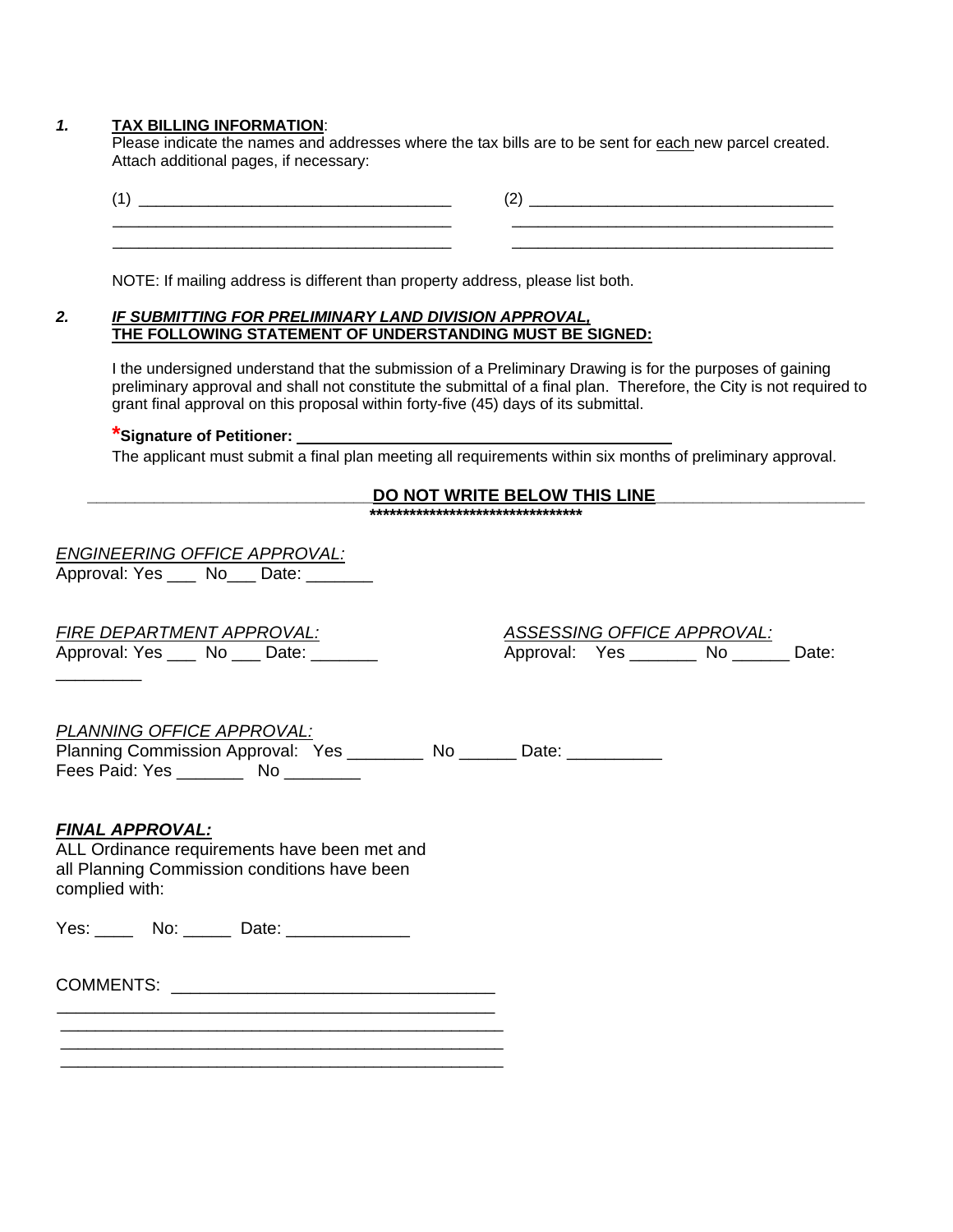**1. TAX BILLING INFORMATION**:

Please indicate the names and addresses where the tax bills are to be sent for each new parcel created. Attach additional pages, if necessary:

(1) ___________________________________

___________________________________

___________________________________

(2) ___________________________________

___________________________________

___________________________________

NOTE: If mailing address is different than property address, please list both.

***2. IF SUBMITTING FOR PRELIMINARY LAND DIVISION APPROVAL,* THE FOLLOWING STATEMENT OF UNDERSTANDING MUST BE SIGNED:**

I the undersigned understand that the submission of a Preliminary Drawing is for the purposes of gaining preliminary approval and shall not constitute the submittal of a final plan. Therefore, the City is not required to grant final approval on this proposal within forty-five (45) days of its submittal.

***Signature of Petitioner:** ___________________________________

The applicant must submit a final plan meeting all requirements within six months of preliminary approval.

**DO NOT WRITE BELOW THIS LINE**

********************************

*ENGINEERING OFFICE APPROVAL:*

Approval: Yes ___ No___ Date: _______

*FIRE DEPARTMENT APPROVAL:*

Approval: Yes ___ No ___ Date: _______

*ASSESSING OFFICE APPROVAL:*

Approval: Yes _______ No ______ Date: _________

*PLANNING OFFICE APPROVAL:*

Planning Commission Approval: Yes ________ No ______ Date: __________

Fees Paid: Yes _______ No ________

***FINAL APPROVAL:***

ALL Ordinance requirements have been met and all Planning Commission conditions have been complied with:

Yes: ____ No: _____ Date: _____________

COMMENTS: _________________________________

_______________________________________________

_______________________________________________

_______________________________________________

_______________________________________________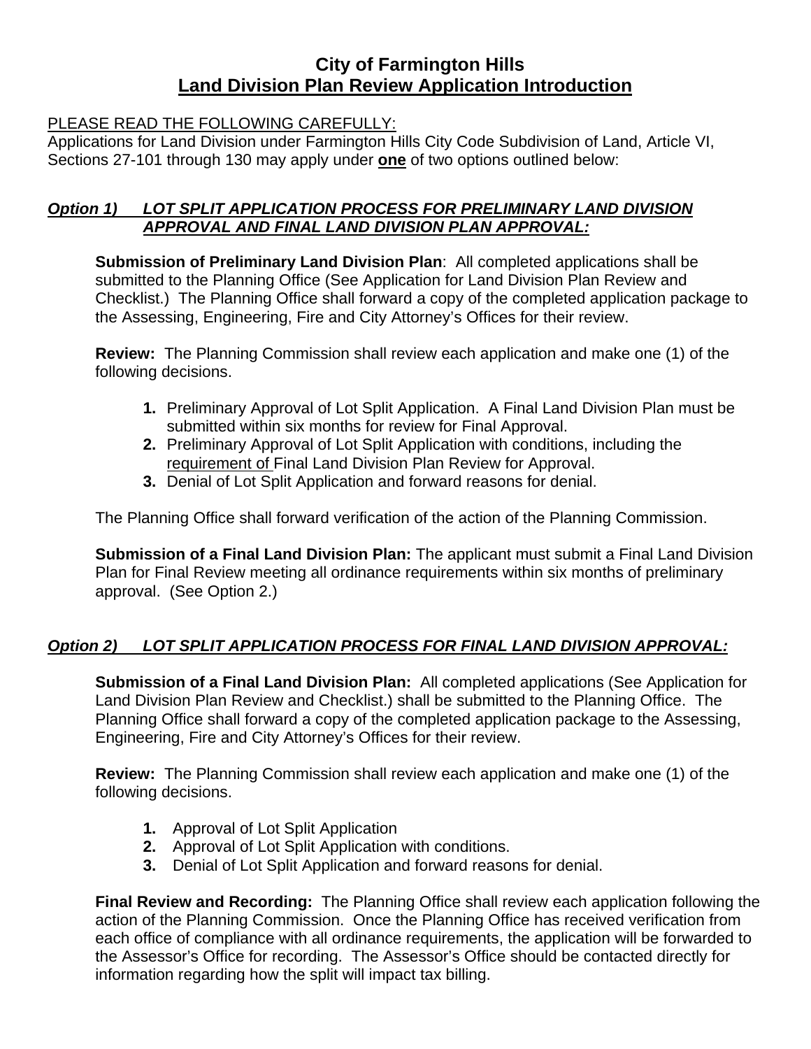# City of Farmington Hills
## Land Division Plan Review Application Introduction

PLEASE READ THE FOLLOWING CAREFULLY:
Applications for Land Division under Farmington Hills City Code Subdivision of Land, Article VI, Sections 27-101 through 130 may apply under **one** of two options outlined below:

### *Option 1) LOT SPLIT APPLICATION PROCESS FOR PRELIMINARY LAND DIVISION APPROVAL AND FINAL LAND DIVISION PLAN APPROVAL:*

**Submission of Preliminary Land Division Plan**: All completed applications shall be submitted to the Planning Office (See Application for Land Division Plan Review and Checklist.) The Planning Office shall forward a copy of the completed application package to the Assessing, Engineering, Fire and City Attorney's Offices for their review.

**Review:** The Planning Commission shall review each application and make one (1) of the following decisions.

1. Preliminary Approval of Lot Split Application. A Final Land Division Plan must be submitted within six months for review for Final Approval.
2. Preliminary Approval of Lot Split Application with conditions, including the requirement of Final Land Division Plan Review for Approval.
3. Denial of Lot Split Application and forward reasons for denial.

The Planning Office shall forward verification of the action of the Planning Commission.

**Submission of a Final Land Division Plan:** The applicant must submit a Final Land Division Plan for Final Review meeting all ordinance requirements within six months of preliminary approval. (See Option 2.)

### *Option 2) LOT SPLIT APPLICATION PROCESS FOR FINAL LAND DIVISION APPROVAL:*

**Submission of a Final Land Division Plan:** All completed applications (See Application for Land Division Plan Review and Checklist.) shall be submitted to the Planning Office. The Planning Office shall forward a copy of the completed application package to the Assessing, Engineering, Fire and City Attorney's Offices for their review.

**Review:** The Planning Commission shall review each application and make one (1) of the following decisions.

1. Approval of Lot Split Application
2. Approval of Lot Split Application with conditions.
3. Denial of Lot Split Application and forward reasons for denial.

**Final Review and Recording:** The Planning Office shall review each application following the action of the Planning Commission. Once the Planning Office has received verification from each office of compliance with all ordinance requirements, the application will be forwarded to the Assessor's Office for recording. The Assessor's Office should be contacted directly for information regarding how the split will impact tax billing.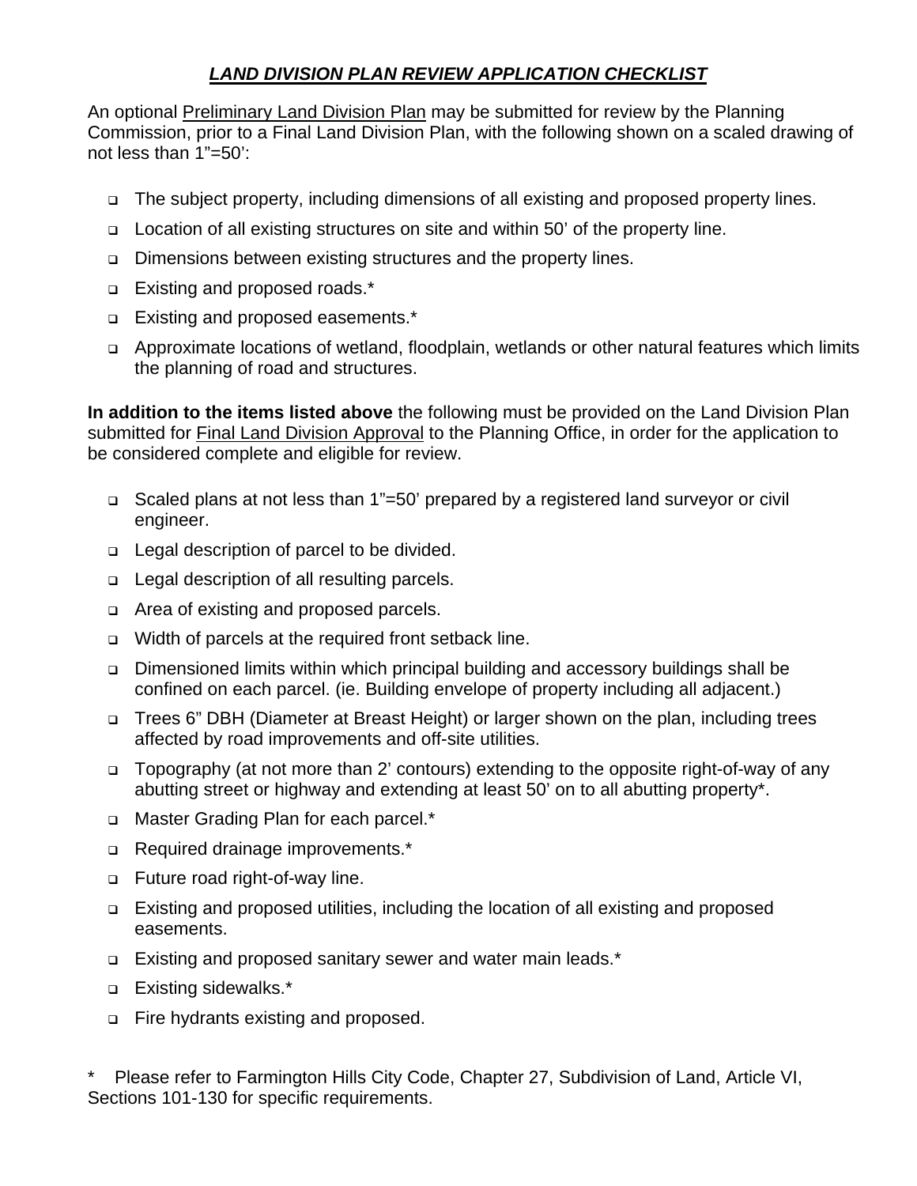# *LAND DIVISION PLAN REVIEW APPLICATION CHECKLIST*

An optional Preliminary Land Division Plan may be submitted for review by the Planning Commission, prior to a Final Land Division Plan, with the following shown on a scaled drawing of not less than 1"=50':

- The subject property, including dimensions of all existing and proposed property lines.
- Location of all existing structures on site and within 50' of the property line.
- Dimensions between existing structures and the property lines.
- Existing and proposed roads.*
- Existing and proposed easements.*
- Approximate locations of wetland, floodplain, wetlands or other natural features which limits the planning of road and structures.

**In addition to the items listed above** the following must be provided on the Land Division Plan submitted for Final Land Division Approval to the Planning Office, in order for the application to be considered complete and eligible for review.

- Scaled plans at not less than 1"=50' prepared by a registered land surveyor or civil engineer.
- Legal description of parcel to be divided.
- Legal description of all resulting parcels.
- Area of existing and proposed parcels.
- Width of parcels at the required front setback line.
- Dimensioned limits within which principal building and accessory buildings shall be confined on each parcel. (ie. Building envelope of property including all adjacent.)
- Trees 6" DBH (Diameter at Breast Height) or larger shown on the plan, including trees affected by road improvements and off-site utilities.
- Topography (at not more than 2' contours) extending to the opposite right-of-way of any abutting street or highway and extending at least 50' on to all abutting property*.
- Master Grading Plan for each parcel.*
- Required drainage improvements.*
- Future road right-of-way line.
- Existing and proposed utilities, including the location of all existing and proposed easements.
- Existing and proposed sanitary sewer and water main leads.*
- Existing sidewalks.*
- Fire hydrants existing and proposed.

\* Please refer to Farmington Hills City Code, Chapter 27, Subdivision of Land, Article VI, Sections 101-130 for specific requirements.